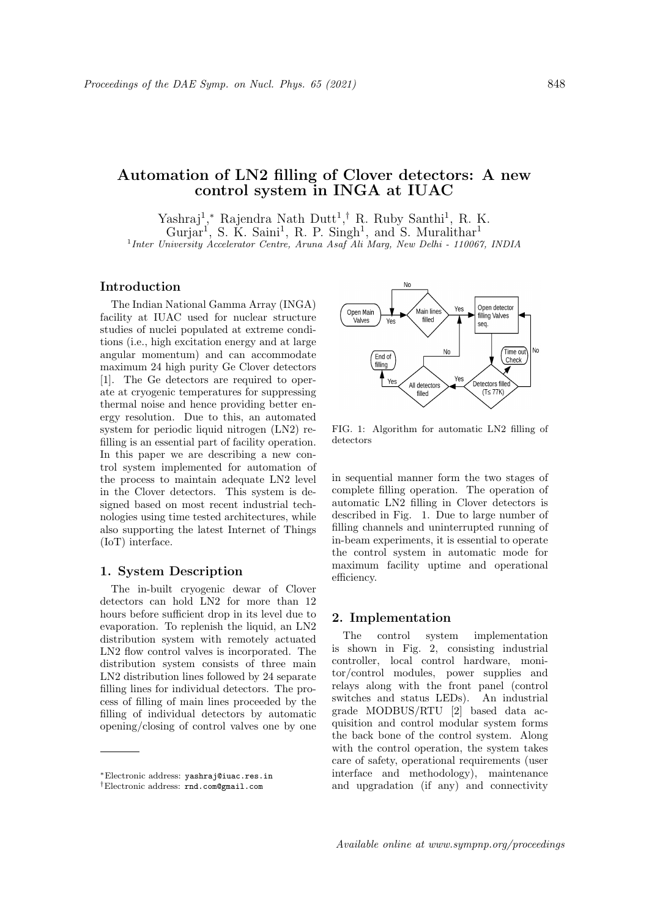# Automation of LN2 filling of Clover detectors: A new control system in INGA at IUAC

Yashraj[1,*] Rajendra Nath Dutt[1,†] R. Ruby Santhi[1], R. K. Gurjar[1], S. K. Saini[1], R. P. Singh[1], and S. Muralithar[1]

[1] *Inter University Accelerator Centre, Aruna Asaf Ali Marg, New Delhi - 110067, INDIA*

## Introduction

The Indian National Gamma Array (INGA) facility at IUAC used for nuclear structure studies of nuclei populated at extreme conditions (i.e., high excitation energy and at large angular momentum) and can accommodate maximum 24 high purity Ge Clover detectors [1]. The Ge detectors are required to operate at cryogenic temperatures for suppressing thermal noise and hence providing better energy resolution. Due to this, an automated system for periodic liquid nitrogen (LN2) refilling is an essential part of facility operation. In this paper we are describing a new control system implemented for automation of the process to maintain adequate LN2 level in the Clover detectors. This system is designed based on most recent industrial technologies using time tested architectures, while also supporting the latest Internet of Things (IoT) interface.

## 1. System Description

The in-built cryogenic dewar of Clover detectors can hold LN2 for more than 12 hours before sufficient drop in its level due to evaporation. To replenish the liquid, an LN2 distribution system with remotely actuated LN2 flow control valves is incorporated. The distribution system consists of three main LN2 distribution lines followed by 24 separate filling lines for individual detectors. The process of filling of main lines proceeded by the filling of individual detectors by automatic opening/closing of control valves one by one in sequential manner form the two stages of complete filling operation. The operation of automatic LN2 filling in Clover detectors is described in Fig. 1. Due to large number of filling channels and uninterrupted running of in-beam experiments, it is essential to operate the control system in automatic mode for maximum facility uptime and operational efficiency.

FIG. 1: Algorithm for automatic LN2 filling of detectors

## 2. Implementation

The control system implementation is shown in Fig. 2, consisting industrial controller, local control hardware, monitor/control modules, power supplies and relays along with the front panel (control switches and status LEDs). An industrial grade MODBUS/RTU [2] based data acquisition and control modular system forms the back bone of the control system. Along with the control operation, the system takes care of safety, operational requirements (user interface and methodology), maintenance and upgradation (if any) and connectivity

---

*Electronic address: yashraj@iuac.res.in

†Electronic address: rnd.com@gmail.com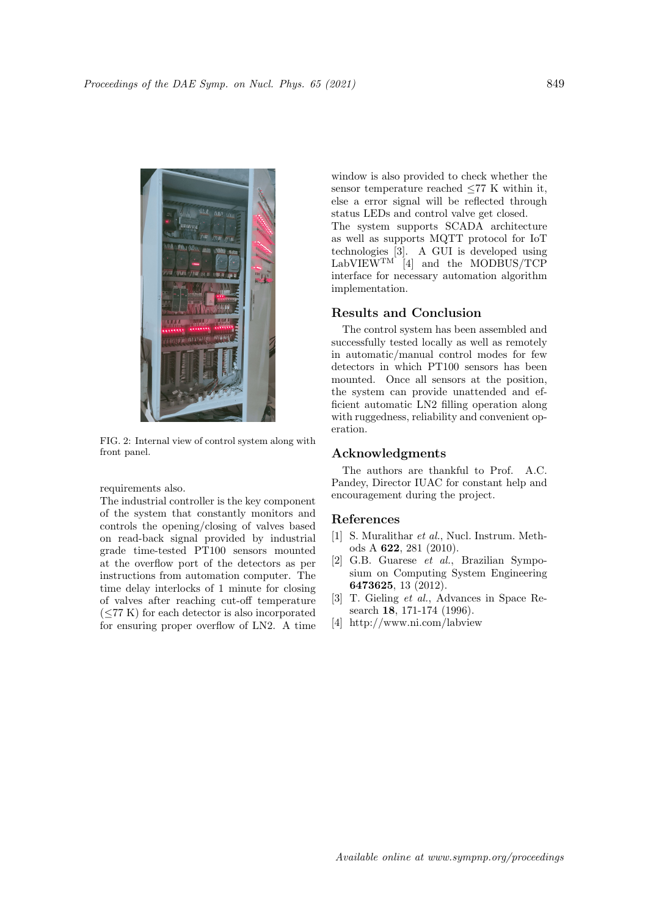FIG. 2: Internal view of control system along with front panel.

requirements also.

The industrial controller is the key component of the system that constantly monitors and controls the opening/closing of valves based on read-back signal provided by industrial grade time-tested PT100 sensors mounted at the overflow port of the detectors as per instructions from automation computer. The time delay interlocks of 1 minute for closing of valves after reaching cut-off temperature ($\leq$77 K) for each detector is also incorporated for ensuring proper overflow of LN2. A time window is also provided to check whether the sensor temperature reached $\leq$77 K within it, else a error signal will be reflected through status LEDs and control valve get closed.

The system supports SCADA architecture as well as supports MQTT protocol for IoT technologies [3]. A GUI is developed using LabVIEW$^{TM}$ [4] and the MODBUS/TCP interface for necessary automation algorithm implementation.

## Results and Conclusion

The control system has been assembled and successfully tested locally as well as remotely in automatic/manual control modes for few detectors in which PT100 sensors has been mounted. Once all sensors at the position, the system can provide unattended and efficient automatic LN2 filling operation along with ruggedness, reliability and convenient operation.

## Acknowledgments

The authors are thankful to Prof. A.C. Pandey, Director IUAC for constant help and encouragement during the project.

## References

[1] S. Muralithar *et al.*, Nucl. Instrum. Methods A **622**, 281 (2010).

[2] G.B. Guarese *et al.*, Brazilian Symposium on Computing System Engineering **6473625**, 13 (2012).

[3] T. Gieling *et al.*, Advances in Space Research **18**, 171-174 (1996).

[4] http://www.ni.com/labview